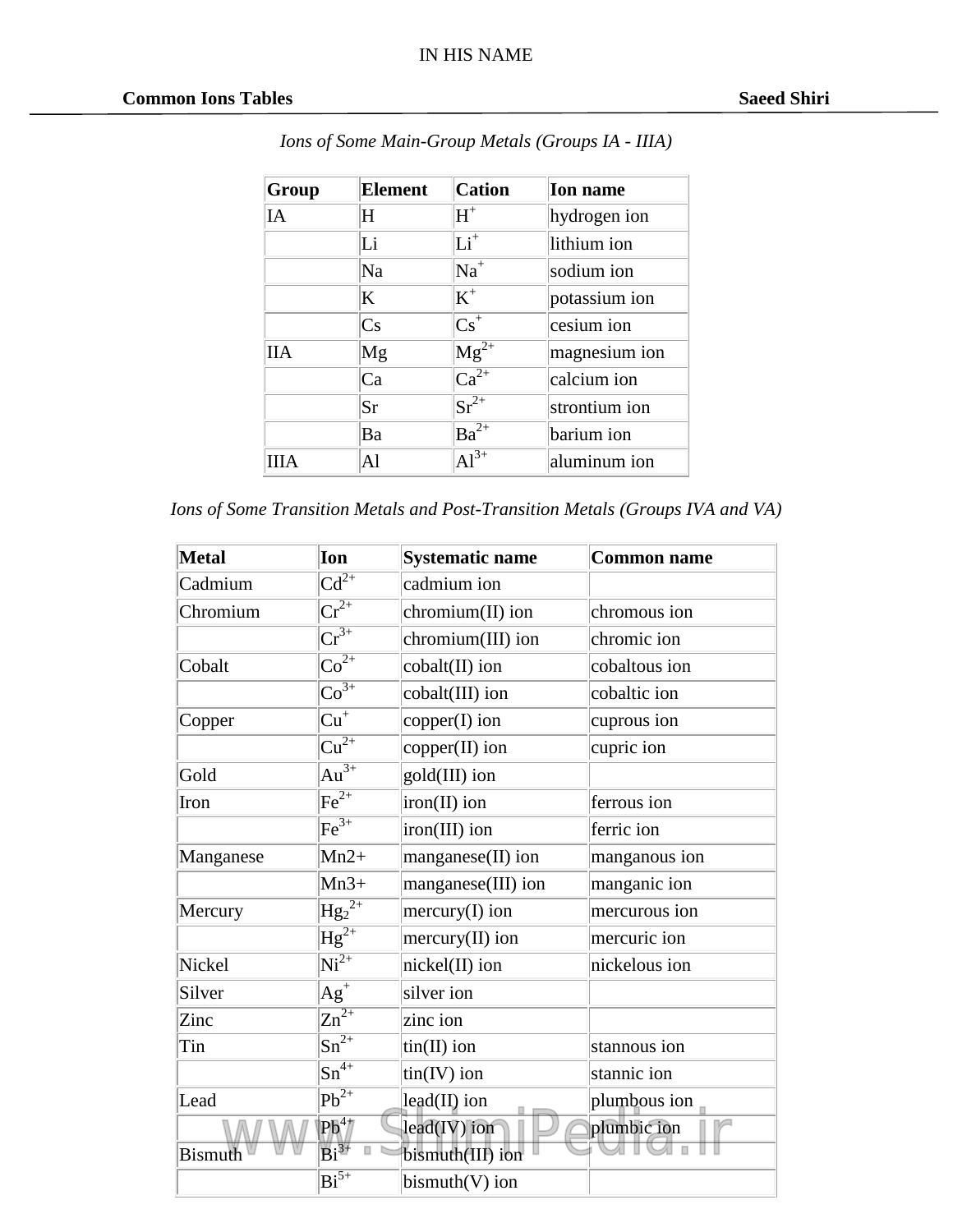IN HIS NAME

**Common Ions Tables** **Saeed Shiri**

*Ions of Some Main-Group Metals (Groups IA - IIIA)*

| Group | Element | Cation | Ion name |
|---|---|---|---|
| IA | H | $H^+$ | hydrogen ion |
| | Li | $Li^+$ | lithium ion |
| | Na | $Na^+$ | sodium ion |
| | K | $K^+$ | potassium ion |
| | Cs | $Cs^+$ | cesium ion |
| IIA | Mg | $Mg^{2+}$ | magnesium ion |
| | Ca | $Ca^{2+}$ | calcium ion |
| | Sr | $Sr^{2+}$ | strontium ion |
| | Ba | $Ba^{2+}$ | barium ion |
| IIIA | Al | $Al^{3+}$ | aluminum ion |

*Ions of Some Transition Metals and Post-Transition Metals (Groups IVA and VA)*

| Metal | Ion | Systematic name | Common name |
|---|---|---|---|
| Cadmium | $Cd^{2+}$ | cadmium ion | |
| Chromium | $Cr^{2+}$ | chromium(II) ion | chromous ion |
| | $Cr^{3+}$ | chromium(III) ion | chromic ion |
| Cobalt | $Co^{2+}$ | cobalt(II) ion | cobaltous ion |
| | $Co^{3+}$ | cobalt(III) ion | cobaltic ion |
| Copper | $Cu^+$ | copper(I) ion | cuprous ion |
| | $Cu^{2+}$ | copper(II) ion | cupric ion |
| Gold | $Au^{3+}$ | gold(III) ion | |
| Iron | $Fe^{2+}$ | iron(II) ion | ferrous ion |
| | $Fe^{3+}$ | iron(III) ion | ferric ion |
| Manganese | Mn2+ | manganese(II) ion | manganous ion |
| | Mn3+ | manganese(III) ion | manganic ion |
| Mercury | $Hg_2^{2+}$ | mercury(I) ion | mercurous ion |
| | $Hg^{2+}$ | mercury(II) ion | mercuric ion |
| Nickel | $Ni^{2+}$ | nickel(II) ion | nickelous ion |
| Silver | $Ag^+$ | silver ion | |
| Zinc | $Zn^{2+}$ | zinc ion | |
| Tin | $Sn^{2+}$ | tin(II) ion | stannous ion |
| | $Sn^{4+}$ | tin(IV) ion | stannic ion |
| Lead | $Pb^{2+}$ | lead(II) ion | plumbous ion |
| | $Pb^{4+}$ | lead(IV) ion | plumbic ion |
| Bismuth | $Bi^{3+}$ | bismuth(III) ion | |
| | $Bi^{5+}$ | bismuth(V) ion | |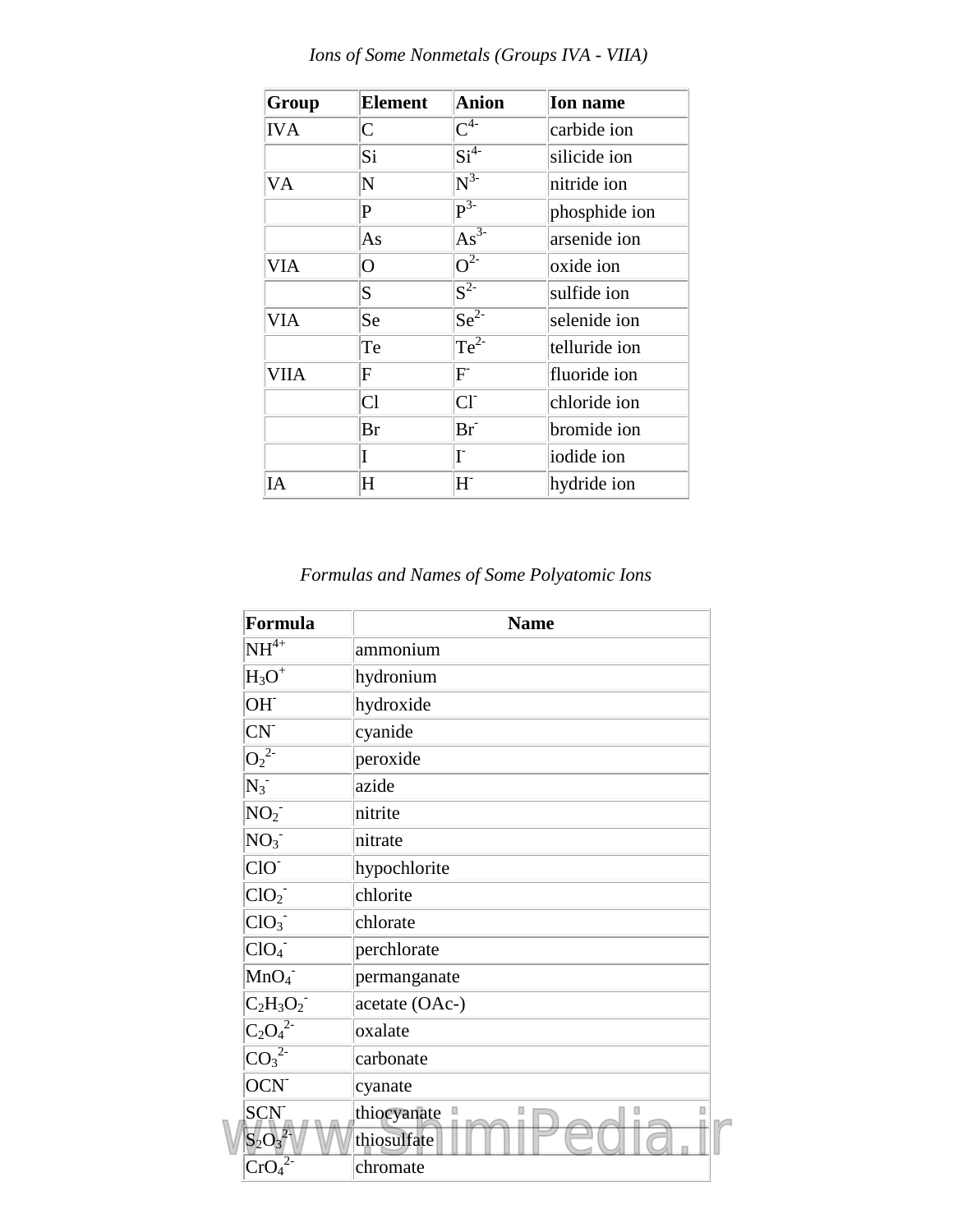*Ions of Some Nonmetals (Groups IVA - VIIA)*

| Group | Element | Anion | Ion name |
|---|---|---|---|
| IVA | C | $C^{4-}$ | carbide ion |
| | Si | $Si^{4-}$ | silicide ion |
| VA | N | $N^{3-}$ | nitride ion |
| | P | $P^{3-}$ | phosphide ion |
| | As | $As^{3-}$ | arsenide ion |
| VIA | O | $O^{2-}$ | oxide ion |
| | S | $S^{2-}$ | sulfide ion |
| VIA | Se | $Se^{2-}$ | selenide ion |
| | Te | $Te^{2-}$ | telluride ion |
| VIIA | F | $F^{-}$ | fluoride ion |
| | Cl | $Cl^{-}$ | chloride ion |
| | Br | $Br^{-}$ | bromide ion |
| | I | $I^{-}$ | iodide ion |
| IA | H | $H^{-}$ | hydride ion |

*Formulas and Names of Some Polyatomic Ions*

| Formula | Name |
|---|---|
| $NH^{4+}$ | ammonium |
| $H_3O^{+}$ | hydronium |
| $OH^{-}$ | hydroxide |
| $CN^{-}$ | cyanide |
| $O_2^{2-}$ | peroxide |
| $N_3^{-}$ | azide |
| $NO_2^{-}$ | nitrite |
| $NO_3^{-}$ | nitrate |
| $ClO^{-}$ | hypochlorite |
| $ClO_2^{-}$ | chlorite |
| $ClO_3^{-}$ | chlorate |
| $ClO_4^{-}$ | perchlorate |
| $MnO_4^{-}$ | permanganate |
| $C_2H_3O_2^{-}$ | acetate (OAc-) |
| $C_2O_4^{2-}$ | oxalate |
| $CO_3^{2-}$ | carbonate |
| $OCN^{-}$ | cyanate |
| $SCN^{-}$ | thiocyanate |
| $S_2O_3^{2-}$ | thiosulfate |
| $CrO_4^{2-}$ | chromate |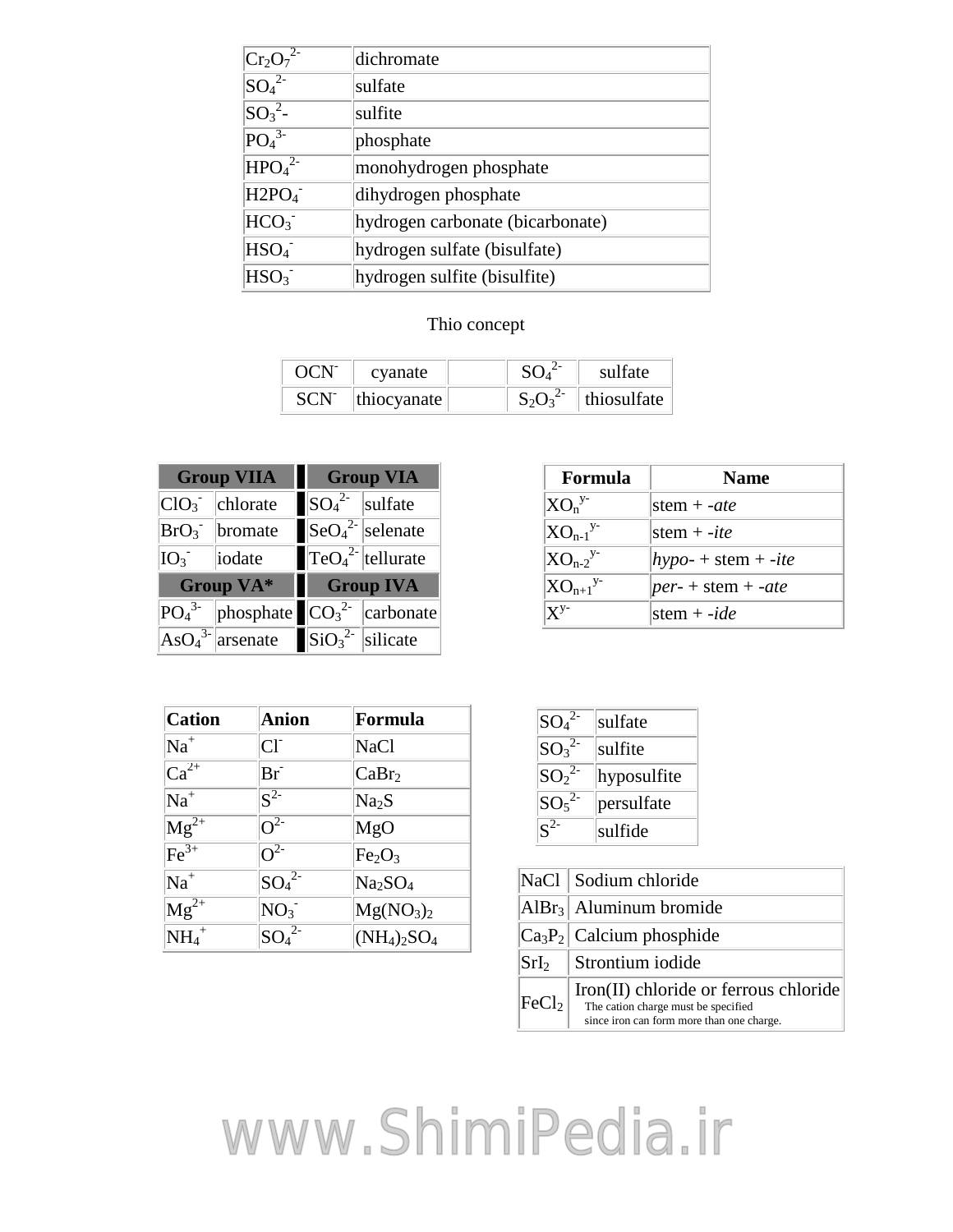| | |
|---|---|
| $Cr_2O_7^{2-}$ | dichromate |
| $SO_4^{2-}$ | sulfate |
| $SO_3^{2}$- | sulfite |
| $PO_4^{3-}$ | phosphate |
| $HPO_4^{2-}$ | monohydrogen phosphate |
| $H2PO_4^{-}$ | dihydrogen phosphate |
| $HCO_3^{-}$ | hydrogen carbonate (bicarbonate) |
| $HSO_4^{-}$ | hydrogen sulfate (bisulfate) |
| $HSO_3^{-}$ | hydrogen sulfite (bisulfite) |

Thio concept

| | | | | |
|---|---|---|---|---|
| $OCN^{-}$ | cyanate | | $SO_4^{2-}$ | sulfate |
| $SCN^{-}$ | thiocyanate | | $S_2O_3^{2-}$ | thiosulfate |

| Group VIIA | | Group VIA | |
|---|---|---|---|
| $ClO_3^{-}$ | chlorate | $SO_4^{2-}$ | sulfate |
| $BrO_3^{-}$ | bromate | $SeO_4^{2-}$ | selenate |
| $IO_3^{-}$ | iodate | $TeO_4^{2-}$ | tellurate |
| **Group VA*** | | **Group IVA** | |
| $PO_4^{3-}$ | phosphate | $CO_3^{2-}$ | carbonate |
| $AsO_4^{3-}$ | arsenate | $SiO_3^{2-}$ | silicate |

| Formula | Name |
|---|---|
| $XO_n^{y-}$ | stem + *-ate* |
| $XO_{n-1}^{y-}$ | stem + *-ite* |
| $XO_{n-2}^{y-}$ | *hypo-* + stem + *-ite* |
| $XO_{n+1}^{y-}$ | *per-* + stem + *-ate* |
| $X^{y-}$ | stem + *-ide* |

| Cation | Anion | Formula |
|---|---|---|
| $Na^{+}$ | $Cl^{-}$ | NaCl |
| $Ca^{2+}$ | $Br^{-}$ | $CaBr_2$ |
| $Na^{+}$ | $S^{2-}$ | $Na_2S$ |
| $Mg^{2+}$ | $O^{2-}$ | MgO |
| $Fe^{3+}$ | $O^{2-}$ | $Fe_2O_3$ |
| $Na^{+}$ | $SO_4^{2-}$ | $Na_2SO_4$ |
| $Mg^{2+}$ | $NO_3^{-}$ | $Mg(NO_3)_2$ |
| $NH_4^{+}$ | $SO_4^{2-}$ | $(NH_4)_2SO_4$ |

| | |
|---|---|
| $SO_4^{2-}$ | sulfate |
| $SO_3^{2-}$ | sulfite |
| $SO_2^{2-}$ | hyposulfite |
| $SO_5^{2-}$ | persulfate |
| $S^{2-}$ | sulfide |

| | |
|---|---|
| NaCl | Sodium chloride |
| $AlBr_3$ | Aluminum bromide |
| $Ca_3P_2$ | Calcium phosphide |
| $SrI_2$ | Strontium iodide |
| $FeCl_2$ | Iron(II) chloride or ferrous chloride<br>The cation charge must be specified since iron can form more than one charge. |

www.ShimiPedia.ir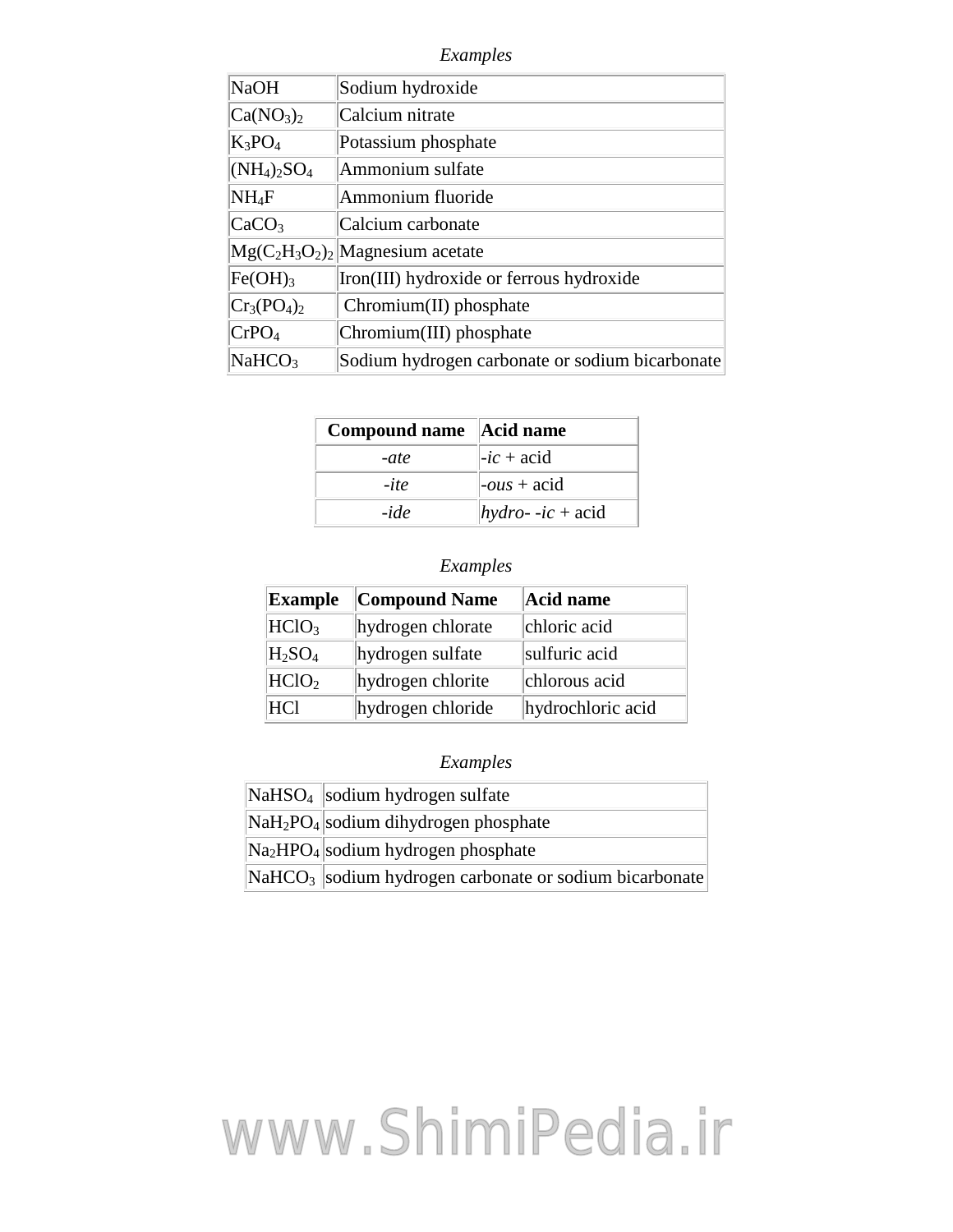*Examples*

| | |
|---|---|
| $NaOH$ | Sodium hydroxide |
| $Ca(NO_3)_2$ | Calcium nitrate |
| $K_3PO_4$ | Potassium phosphate |
| $(NH_4)_2SO_4$ | Ammonium sulfate |
| $NH_4F$ | Ammonium fluoride |
| $CaCO_3$ | Calcium carbonate |
| $Mg(C_2H_3O_2)_2$ | Magnesium acetate |
| $Fe(OH)_3$ | Iron(III) hydroxide or ferrous hydroxide |
| $Cr_3(PO_4)_2$ | Chromium(II) phosphate |
| $CrPO_4$ | Chromium(III) phosphate |
| $NaHCO_3$ | Sodium hydrogen carbonate or sodium bicarbonate |

| **Compound name** | **Acid name** |
|---|---|
| *-ate* | *-ic* + acid |
| *-ite* | *-ous* + acid |
| *-ide* | *hydro- -ic* + acid |

*Examples*

| **Example** | **Compound Name** | **Acid name** |
|---|---|---|
| $HClO_3$ | hydrogen chlorate | chloric acid |
| $H_2SO_4$ | hydrogen sulfate | sulfuric acid |
| $HClO_2$ | hydrogen chlorite | chlorous acid |
| $HCl$ | hydrogen chloride | hydrochloric acid |

*Examples*

| | |
|---|---|
| $NaHSO_4$ | sodium hydrogen sulfate |
| $NaH_2PO_4$ | sodium dihydrogen phosphate |
| $Na_2HPO_4$ | sodium hydrogen phosphate |
| $NaHCO_3$ | sodium hydrogen carbonate or sodium bicarbonate |